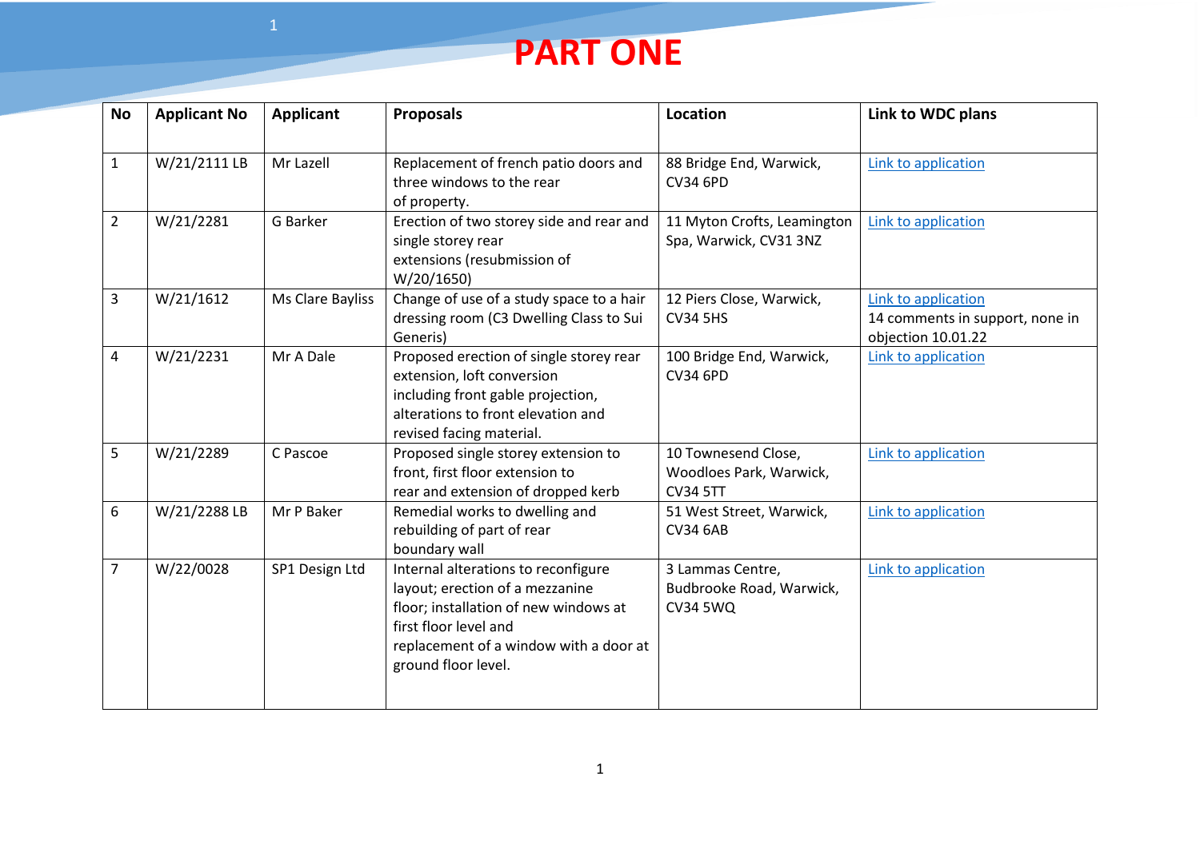# PART ONE

| No | Applicant No | Applicant | Proposals | Location | Link to WDC plans |
|---|---|---|---|---|---|
| 1 | W/21/2111 LB | Mr Lazell | Replacement of french patio doors and three windows to the rear of property. | 88 Bridge End, Warwick, CV34 6PD | Link to application |
| 2 | W/21/2281 | G Barker | Erection of two storey side and rear and single storey rear extensions (resubmission of W/20/1650) | 11 Myton Crofts, Leamington Spa, Warwick, CV31 3NZ | Link to application |
| 3 | W/21/1612 | Ms Clare Bayliss | Change of use of a study space to a hair dressing room (C3 Dwelling Class to Sui Generis) | 12 Piers Close, Warwick, CV34 5HS | Link to application 14 comments in support, none in objection 10.01.22 |
| 4 | W/21/2231 | Mr A Dale | Proposed erection of single storey rear extension, loft conversion including front gable projection, alterations to front elevation and revised facing material. | 100 Bridge End, Warwick, CV34 6PD | Link to application |
| 5 | W/21/2289 | C Pascoe | Proposed single storey extension to front, first floor extension to rear and extension of dropped kerb | 10 Townesend Close, Woodloes Park, Warwick, CV34 5TT | Link to application |
| 6 | W/21/2288 LB | Mr P Baker | Remedial works to dwelling and rebuilding of part of rear boundary wall | 51 West Street, Warwick, CV34 6AB | Link to application |
| 7 | W/22/0028 | SP1 Design Ltd | Internal alterations to reconfigure layout; erection of a mezzanine floor; installation of new windows at first floor level and replacement of a window with a door at ground floor level. | 3 Lammas Centre, Budbrooke Road, Warwick, CV34 5WQ | Link to application |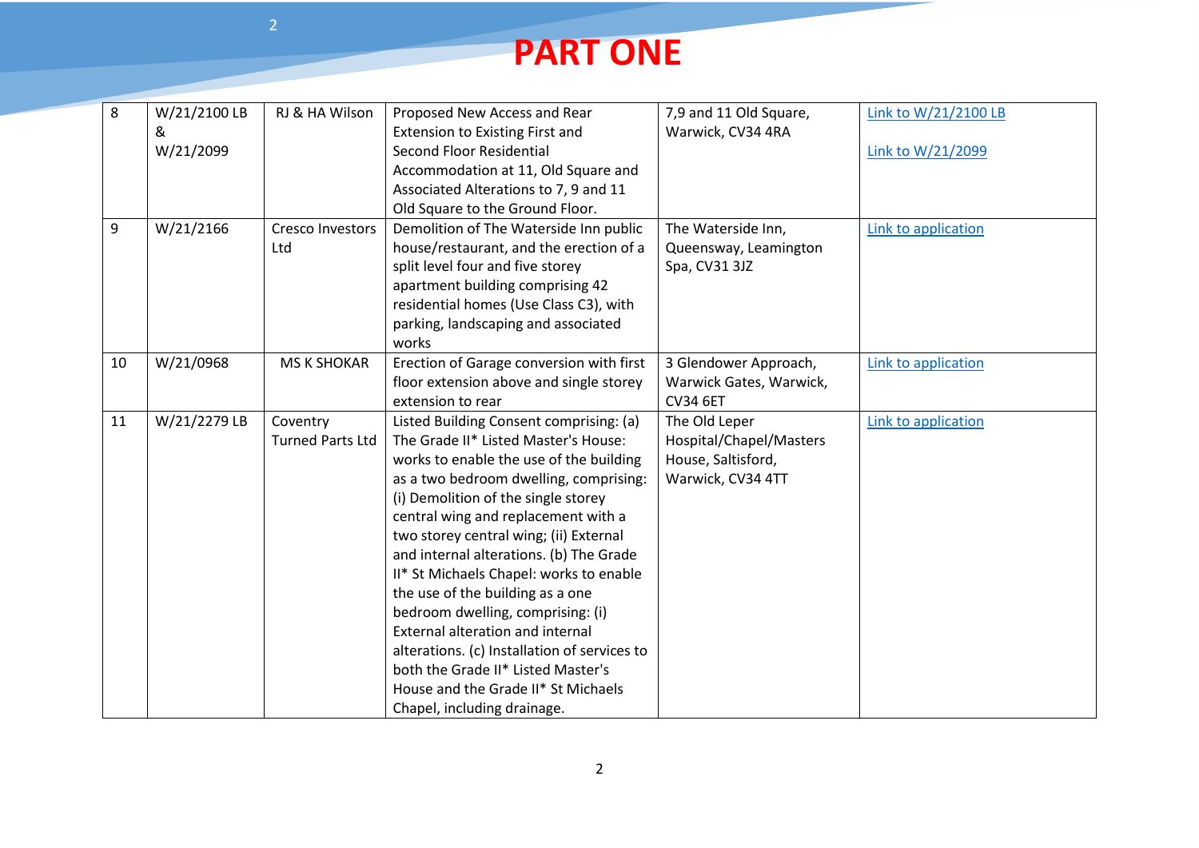# PART ONE

| 8 | W/21/2100 LB & W/21/2099 | RJ & HA Wilson | Proposed New Access and Rear Extension to Existing First and Second Floor Residential Accommodation at 11, Old Square and Associated Alterations to 7, 9 and 11 Old Square to the Ground Floor. | 7,9 and 11 Old Square, Warwick, CV34 4RA | Link to W/21/2100 LB<br><br>Link to W/21/2099 |
|---|---|---|---|---|---|
| 9 | W/21/2166 | Cresco Investors Ltd | Demolition of The Waterside Inn public house/restaurant, and the erection of a split level four and five storey apartment building comprising 42 residential homes (Use Class C3), with parking, landscaping and associated works | The Waterside Inn, Queensway, Leamington Spa, CV31 3JZ | Link to application |
| 10 | W/21/0968 | MS K SHOKAR | Erection of Garage conversion with first floor extension above and single storey extension to rear | 3 Glendower Approach, Warwick Gates, Warwick, CV34 6ET | Link to application |
| 11 | W/21/2279 LB | Coventry Turned Parts Ltd | Listed Building Consent comprising: (a) The Grade II* Listed Master's House: works to enable the use of the building as a two bedroom dwelling, comprising: (i) Demolition of the single storey central wing and replacement with a two storey central wing; (ii) External and internal alterations. (b) The Grade II* St Michaels Chapel: works to enable the use of the building as a one bedroom dwelling, comprising: (i) External alteration and internal alterations. (c) Installation of services to both the Grade II* Listed Master's House and the Grade II* St Michaels Chapel, including drainage. | The Old Leper Hospital/Chapel/Masters House, Saltisford, Warwick, CV34 4TT | Link to application |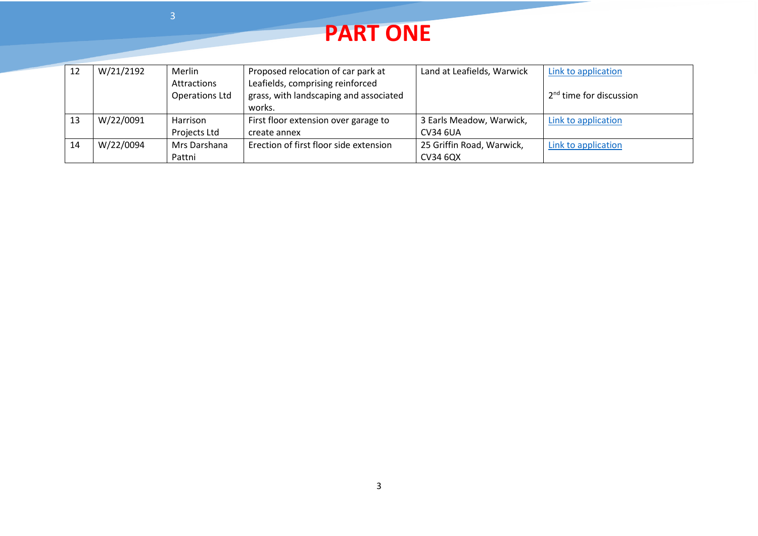# PART ONE

| | | | | | |
|---|---|---|---|---|---|
| 12 | W/21/2192 | Merlin Attractions Operations Ltd | Proposed relocation of car park at Leafields, comprising reinforced grass, with landscaping and associated works. | Land at Leafields, Warwick | Link to application<br><br>2nd time for discussion |
| 13 | W/22/0091 | Harrison Projects Ltd | First floor extension over garage to create annex | 3 Earls Meadow, Warwick, CV34 6UA | Link to application |
| 14 | W/22/0094 | Mrs Darshana Pattni | Erection of first floor side extension | 25 Griffin Road, Warwick, CV34 6QX | Link to application |